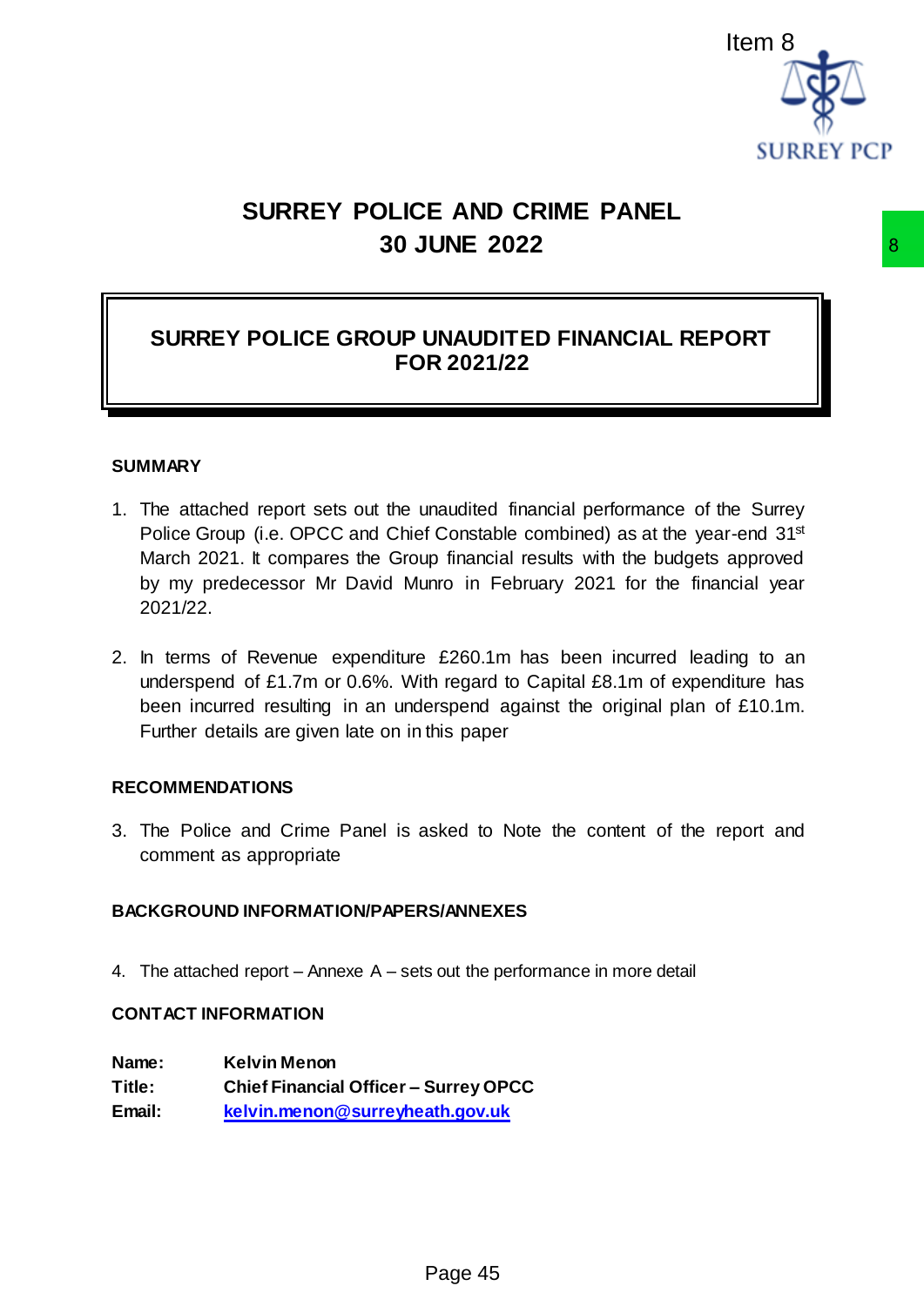Item 8

# SURREY POLICE AND CRIME PANEL
# 30 JUNE 2022

## SURREY POLICE GROUP UNAUDITED FINANCIAL REPORT FOR 2021/22

### SUMMARY

1. The attached report sets out the unaudited financial performance of the Surrey Police Group (i.e. OPCC and Chief Constable combined) as at the year-end 31st March 2021. It compares the Group financial results with the budgets approved by my predecessor Mr David Munro in February 2021 for the financial year 2021/22.

2. In terms of Revenue expenditure £260.1m has been incurred leading to an underspend of £1.7m or 0.6%. With regard to Capital £8.1m of expenditure has been incurred resulting in an underspend against the original plan of £10.1m. Further details are given late on in this paper

### RECOMMENDATIONS

3. The Police and Crime Panel is asked to Note the content of the report and comment as appropriate

### BACKGROUND INFORMATION/PAPERS/ANNEXES

4. The attached report – Annexe A – sets out the performance in more detail

### CONTACT INFORMATION

**Name:** **Kelvin Menon**
**Title:** **Chief Financial Officer – Surrey OPCC**
**Email:** **kelvin.menon@surreyheath.gov.uk**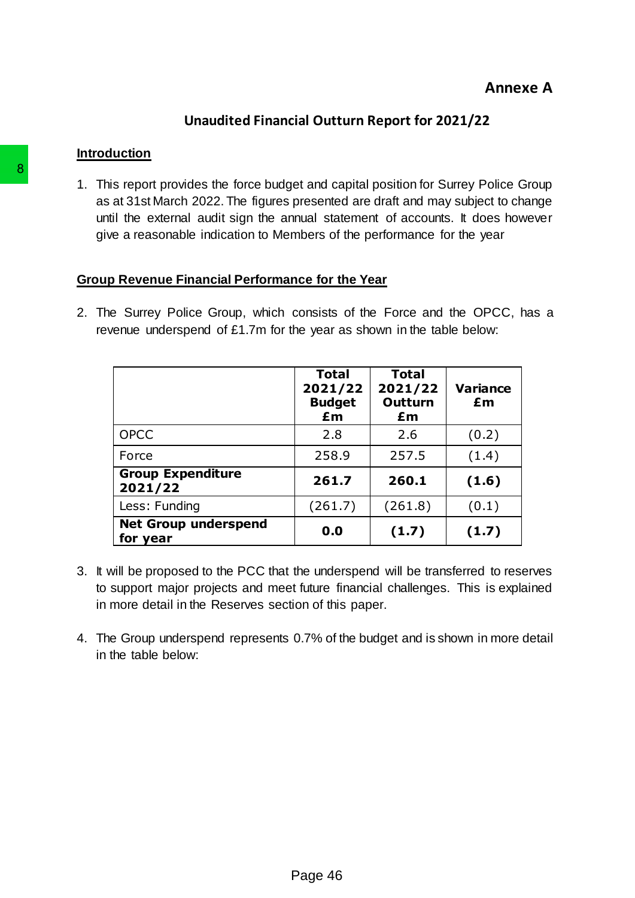**Annexe A**

## Unaudited Financial Outturn Report for 2021/22

### Introduction

1. This report provides the force budget and capital position for Surrey Police Group as at 31st March 2022. The figures presented are draft and may subject to change until the external audit sign the annual statement of accounts. It does however give a reasonable indication to Members of the performance for the year

### Group Revenue Financial Performance for the Year

2. The Surrey Police Group, which consists of the Force and the OPCC, has a revenue underspend of £1.7m for the year as shown in the table below:

| | Total 2021/22 Budget £m | Total 2021/22 Outturn £m | Variance £m |
|---|---|---|---|
| OPCC | 2.8 | 2.6 | (0.2) |
| Force | 258.9 | 257.5 | (1.4) |
| **Group Expenditure 2021/22** | **261.7** | **260.1** | **(1.6)** |
| Less: Funding | (261.7) | (261.8) | (0.1) |
| **Net Group underspend for year** | **0.0** | **(1.7)** | **(1.7)** |

3. It will be proposed to the PCC that the underspend will be transferred to reserves to support major projects and meet future financial challenges. This is explained in more detail in the Reserves section of this paper.

4. The Group underspend represents 0.7% of the budget and is shown in more detail in the table below: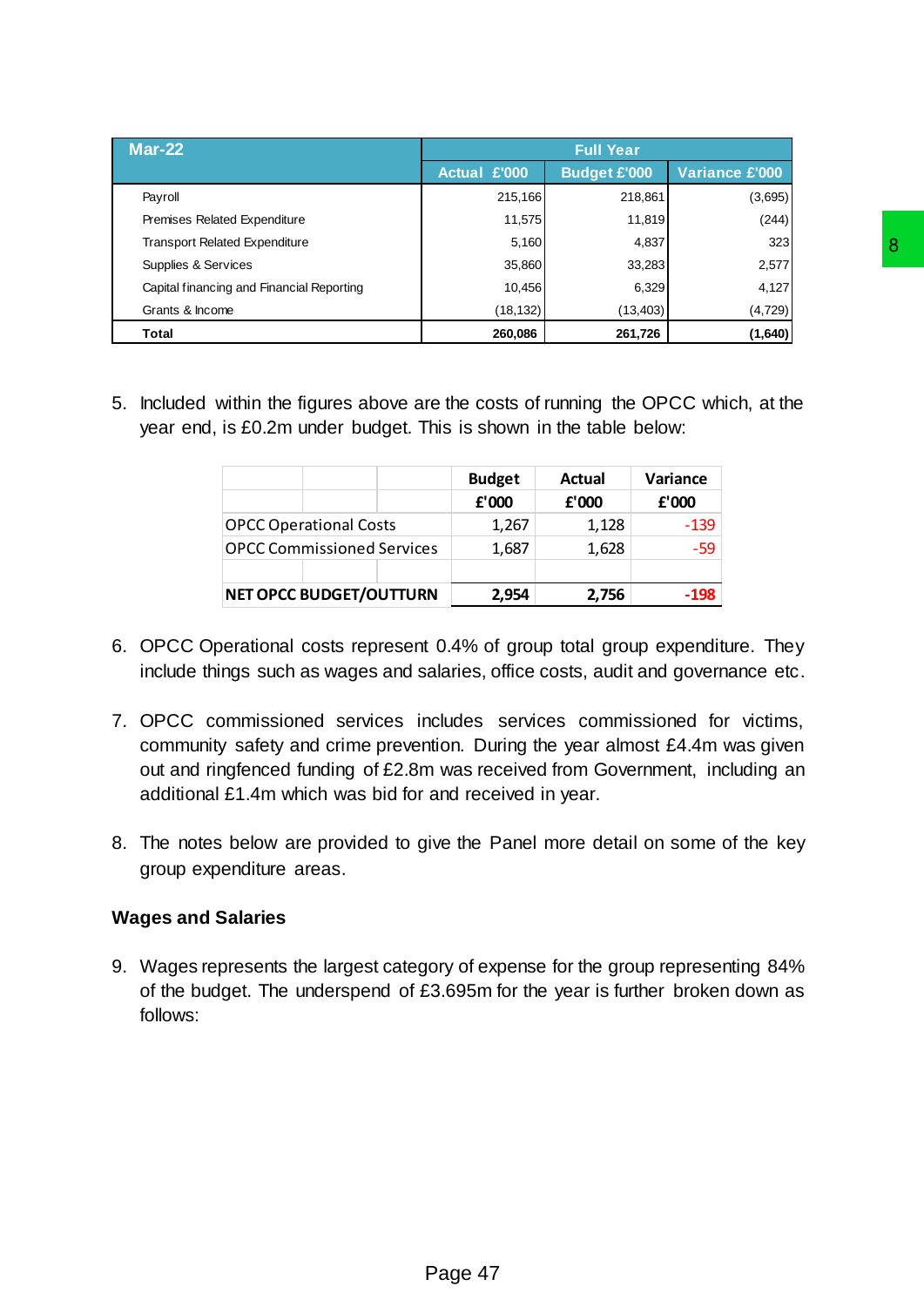| Mar-22 | Full Year | | |
|---|---|---|---|
| | Actual £'000 | Budget £'000 | Variance £'000 |
| Payroll | 215,166 | 218,861 | (3,695) |
| Premises Related Expenditure | 11,575 | 11,819 | (244) |
| Transport Related Expenditure | 5,160 | 4,837 | 323 |
| Supplies & Services | 35,860 | 33,283 | 2,577 |
| Capital financing and Financial Reporting | 10,456 | 6,329 | 4,127 |
| Grants & Income | (18,132) | (13,403) | (4,729) |
| **Total** | **260,086** | **261,726** | **(1,640)** |

5. Included within the figures above are the costs of running the OPCC which, at the year end, is £0.2m under budget. This is shown in the table below:

| | Budget £'000 | Actual £'000 | Variance £'000 |
|---|---|---|---|
| OPCC Operational Costs | 1,267 | 1,128 | -139 |
| OPCC Commissioned Services | 1,687 | 1,628 | -59 |
| | | | |
| **NET OPCC BUDGET/OUTTURN** | **2,954** | **2,756** | **-198** |

6. OPCC Operational costs represent 0.4% of group total group expenditure. They include things such as wages and salaries, office costs, audit and governance etc.

7. OPCC commissioned services includes services commissioned for victims, community safety and crime prevention. During the year almost £4.4m was given out and ringfenced funding of £2.8m was received from Government, including an additional £1.4m which was bid for and received in year.

8. The notes below are provided to give the Panel more detail on some of the key group expenditure areas.

**Wages and Salaries**

9. Wages represents the largest category of expense for the group representing 84% of the budget. The underspend of £3.695m for the year is further broken down as follows: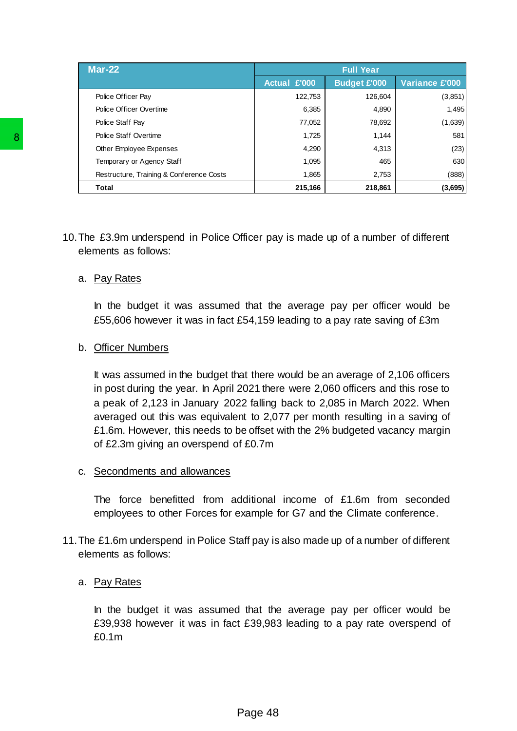| Mar-22 | Full Year | | |
|---|---|---|---|
| | Actual £'000 | Budget £'000 | Variance £'000 |
| Police Officer Pay | 122,753 | 126,604 | (3,851) |
| Police Officer Overtime | 6,385 | 4,890 | 1,495 |
| Police Staff Pay | 77,052 | 78,692 | (1,639) |
| Police Staff Overtime | 1,725 | 1,144 | 581 |
| Other Employee Expenses | 4,290 | 4,313 | (23) |
| Temporary or Agency Staff | 1,095 | 465 | 630 |
| Restructure, Training & Conference Costs | 1,865 | 2,753 | (888) |
| **Total** | **215,166** | **218,861** | **(3,695)** |

10. The £3.9m underspend in Police Officer pay is made up of a number of different elements as follows:

    a. Pay Rates

       In the budget it was assumed that the average pay per officer would be £55,606 however it was in fact £54,159 leading to a pay rate saving of £3m

    b. Officer Numbers

       It was assumed in the budget that there would be an average of 2,106 officers in post during the year. In April 2021 there were 2,060 officers and this rose to a peak of 2,123 in January 2022 falling back to 2,085 in March 2022. When averaged out this was equivalent to 2,077 per month resulting in a saving of £1.6m. However, this needs to be offset with the 2% budgeted vacancy margin of £2.3m giving an overspend of £0.7m

    c. Secondments and allowances

       The force benefitted from additional income of £1.6m from seconded employees to other Forces for example for G7 and the Climate conference.

11. The £1.6m underspend in Police Staff pay is also made up of a number of different elements as follows:

    a. Pay Rates

       In the budget it was assumed that the average pay per officer would be £39,938 however it was in fact £39,983 leading to a pay rate overspend of £0.1m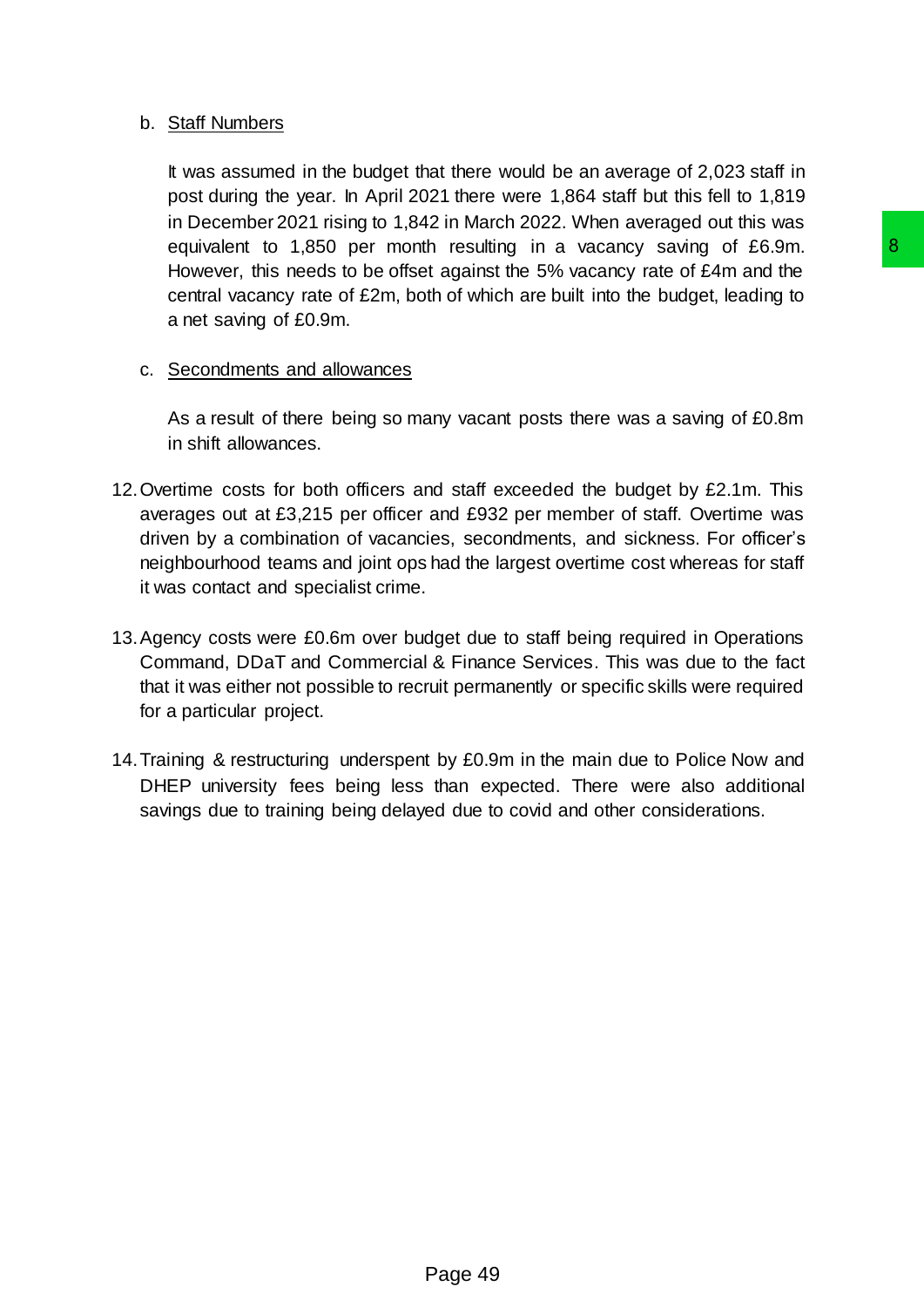b. Staff Numbers

   It was assumed in the budget that there would be an average of 2,023 staff in post during the year. In April 2021 there were 1,864 staff but this fell to 1,819 in December 2021 rising to 1,842 in March 2022. When averaged out this was equivalent to 1,850 per month resulting in a vacancy saving of £6.9m. However, this needs to be offset against the 5% vacancy rate of £4m and the central vacancy rate of £2m, both of which are built into the budget, leading to a net saving of £0.9m.

c. Secondments and allowances

   As a result of there being so many vacant posts there was a saving of £0.8m in shift allowances.

12. Overtime costs for both officers and staff exceeded the budget by £2.1m. This averages out at £3,215 per officer and £932 per member of staff. Overtime was driven by a combination of vacancies, secondments, and sickness. For officer's neighbourhood teams and joint ops had the largest overtime cost whereas for staff it was contact and specialist crime.

13. Agency costs were £0.6m over budget due to staff being required in Operations Command, DDaT and Commercial & Finance Services. This was due to the fact that it was either not possible to recruit permanently or specific skills were required for a particular project.

14. Training & restructuring underspent by £0.9m in the main due to Police Now and DHEP university fees being less than expected. There were also additional savings due to training being delayed due to covid and other considerations.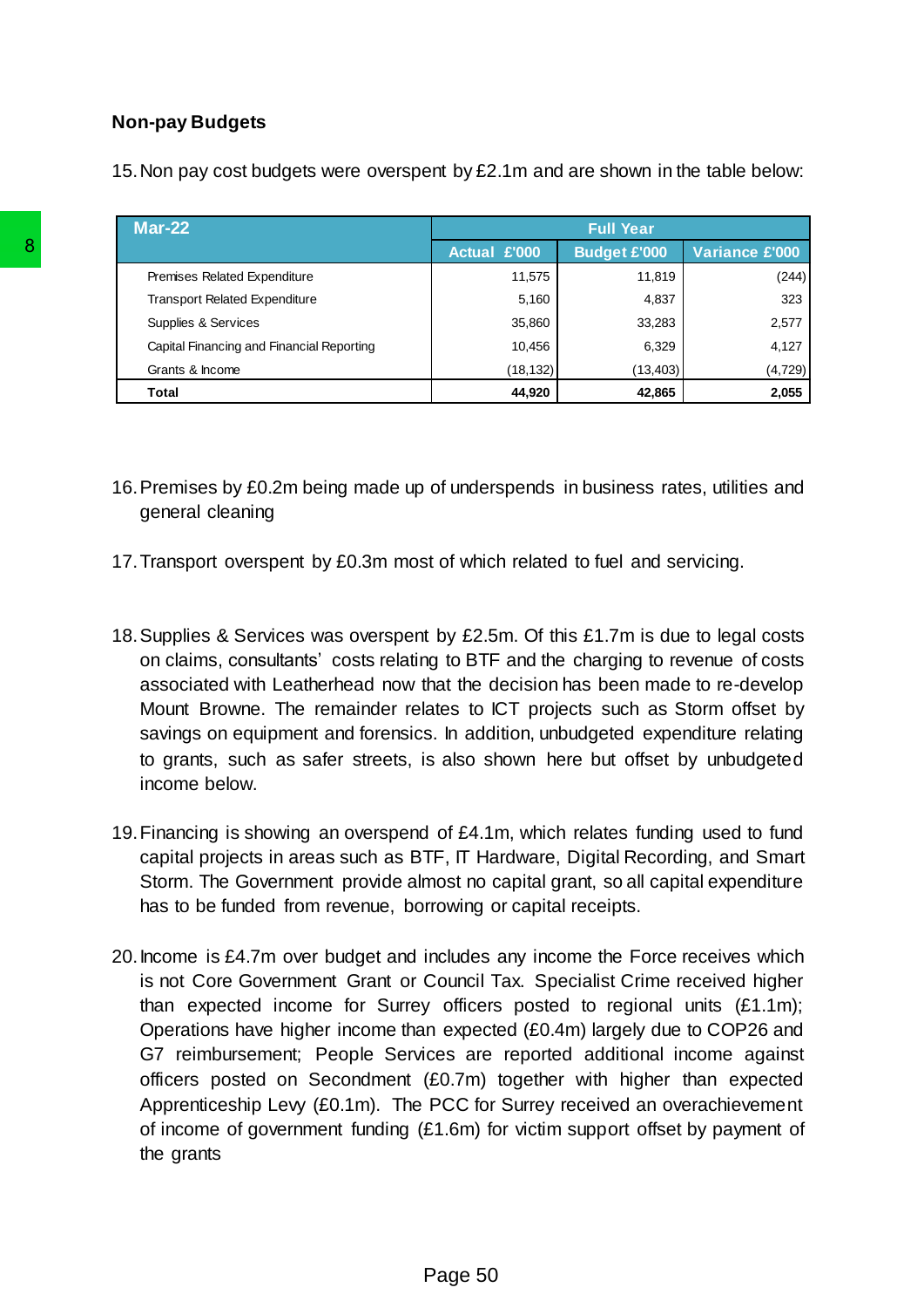## Non-pay Budgets

15. Non pay cost budgets were overspent by £2.1m and are shown in the table below:

| Mar-22 | Full Year | | |
|---|---|---|---|
| | Actual £'000 | Budget £'000 | Variance £'000 |
| Premises Related Expenditure | 11,575 | 11,819 | (244) |
| Transport Related Expenditure | 5,160 | 4,837 | 323 |
| Supplies & Services | 35,860 | 33,283 | 2,577 |
| Capital Financing and Financial Reporting | 10,456 | 6,329 | 4,127 |
| Grants & Income | (18,132) | (13,403) | (4,729) |
| **Total** | **44,920** | **42,865** | **2,055** |

16. Premises by £0.2m being made up of underspends in business rates, utilities and general cleaning

17. Transport overspent by £0.3m most of which related to fuel and servicing.

18. Supplies & Services was overspent by £2.5m. Of this £1.7m is due to legal costs on claims, consultants' costs relating to BTF and the charging to revenue of costs associated with Leatherhead now that the decision has been made to re-develop Mount Browne. The remainder relates to ICT projects such as Storm offset by savings on equipment and forensics. In addition, unbudgeted expenditure relating to grants, such as safer streets, is also shown here but offset by unbudgeted income below.

19. Financing is showing an overspend of £4.1m, which relates funding used to fund capital projects in areas such as BTF, IT Hardware, Digital Recording, and Smart Storm. The Government provide almost no capital grant, so all capital expenditure has to be funded from revenue, borrowing or capital receipts.

20. Income is £4.7m over budget and includes any income the Force receives which is not Core Government Grant or Council Tax. Specialist Crime received higher than expected income for Surrey officers posted to regional units (£1.1m); Operations have higher income than expected (£0.4m) largely due to COP26 and G7 reimbursement; People Services are reported additional income against officers posted on Secondment (£0.7m) together with higher than expected Apprenticeship Levy (£0.1m). The PCC for Surrey received an overachievement of income of government funding (£1.6m) for victim support offset by payment of the grants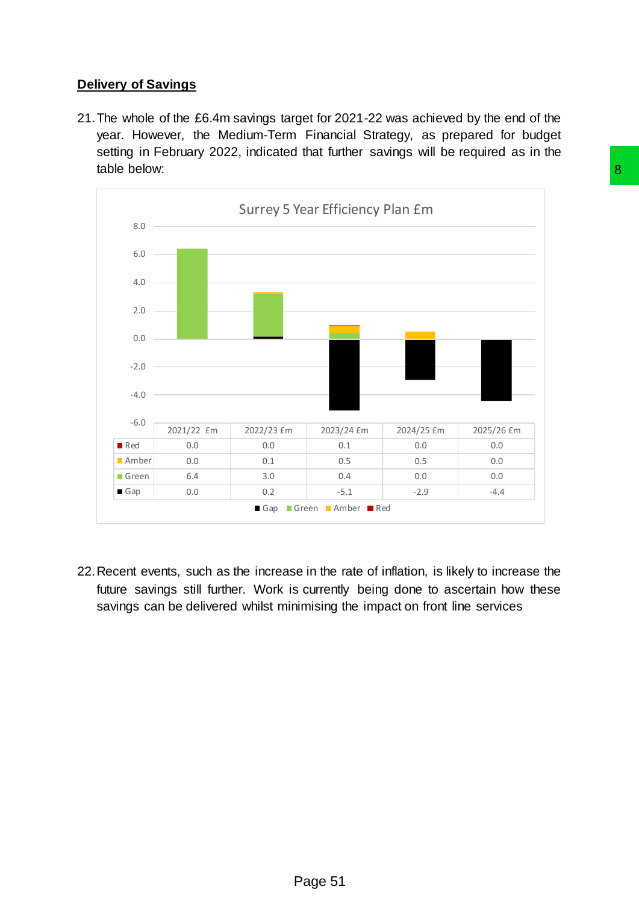## Delivery of Savings

21. The whole of the £6.4m savings target for 2021-22 was achieved by the end of the year. However, the Medium-Term Financial Strategy, as prepared for budget setting in February 2022, indicated that further savings will be required as in the table below:

Surrey 5 Year Efficiency Plan £m

| | 2021/22 £m | 2022/23 £m | 2023/24 £m | 2024/25 £m | 2025/26 £m |
|---|---|---|---|---|---|
| Red | 0.0 | 0.0 | 0.1 | 0.0 | 0.0 |
| Amber | 0.0 | 0.1 | 0.5 | 0.5 | 0.0 |
| Green | 6.4 | 3.0 | 0.4 | 0.0 | 0.0 |
| Gap | 0.0 | 0.2 | -5.1 | -2.9 | -4.4 |

22. Recent events, such as the increase in the rate of inflation, is likely to increase the future savings still further. Work is currently being done to ascertain how these savings can be delivered whilst minimising the impact on front line services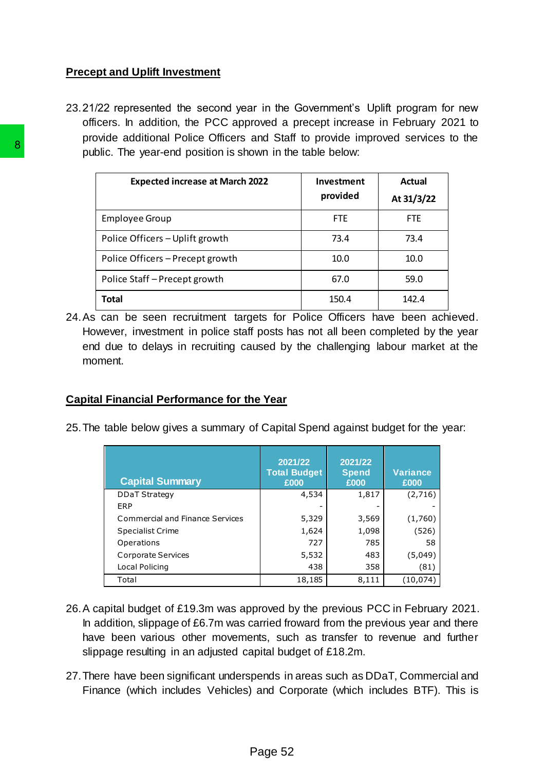## Precept and Uplift Investment

23. 21/22 represented the second year in the Government's Uplift program for new officers. In addition, the PCC approved a precept increase in February 2021 to provide additional Police Officers and Staff to provide improved services to the public. The year-end position is shown in the table below:

| Expected increase at March 2022 | Investment provided | Actual At 31/3/22 |
|---|---|---|
| Employee Group | FTE | FTE |
| Police Officers – Uplift growth | 73.4 | 73.4 |
| Police Officers – Precept growth | 10.0 | 10.0 |
| Police Staff – Precept growth | 67.0 | 59.0 |
| **Total** | 150.4 | 142.4 |

24. As can be seen recruitment targets for Police Officers have been achieved. However, investment in police staff posts has not all been completed by the year end due to delays in recruiting caused by the challenging labour market at the moment.

## Capital Financial Performance for the Year

25. The table below gives a summary of Capital Spend against budget for the year:

| Capital Summary | 2021/22 Total Budget £000 | 2021/22 Spend £000 | Variance £000 |
|---|---|---|---|
| DDaT Strategy | 4,534 | 1,817 | (2,716) |
| ERP | - | - | - |
| Commercial and Finance Services | 5,329 | 3,569 | (1,760) |
| Specialist Crime | 1,624 | 1,098 | (526) |
| Operations | 727 | 785 | 58 |
| Corporate Services | 5,532 | 483 | (5,049) |
| Local Policing | 438 | 358 | (81) |
| Total | 18,185 | 8,111 | (10,074) |

26. A capital budget of £19.3m was approved by the previous PCC in February 2021. In addition, slippage of £6.7m was carried froward from the previous year and there have been various other movements, such as transfer to revenue and further slippage resulting in an adjusted capital budget of £18.2m.

27. There have been significant underspends in areas such as DDaT, Commercial and Finance (which includes Vehicles) and Corporate (which includes BTF). This is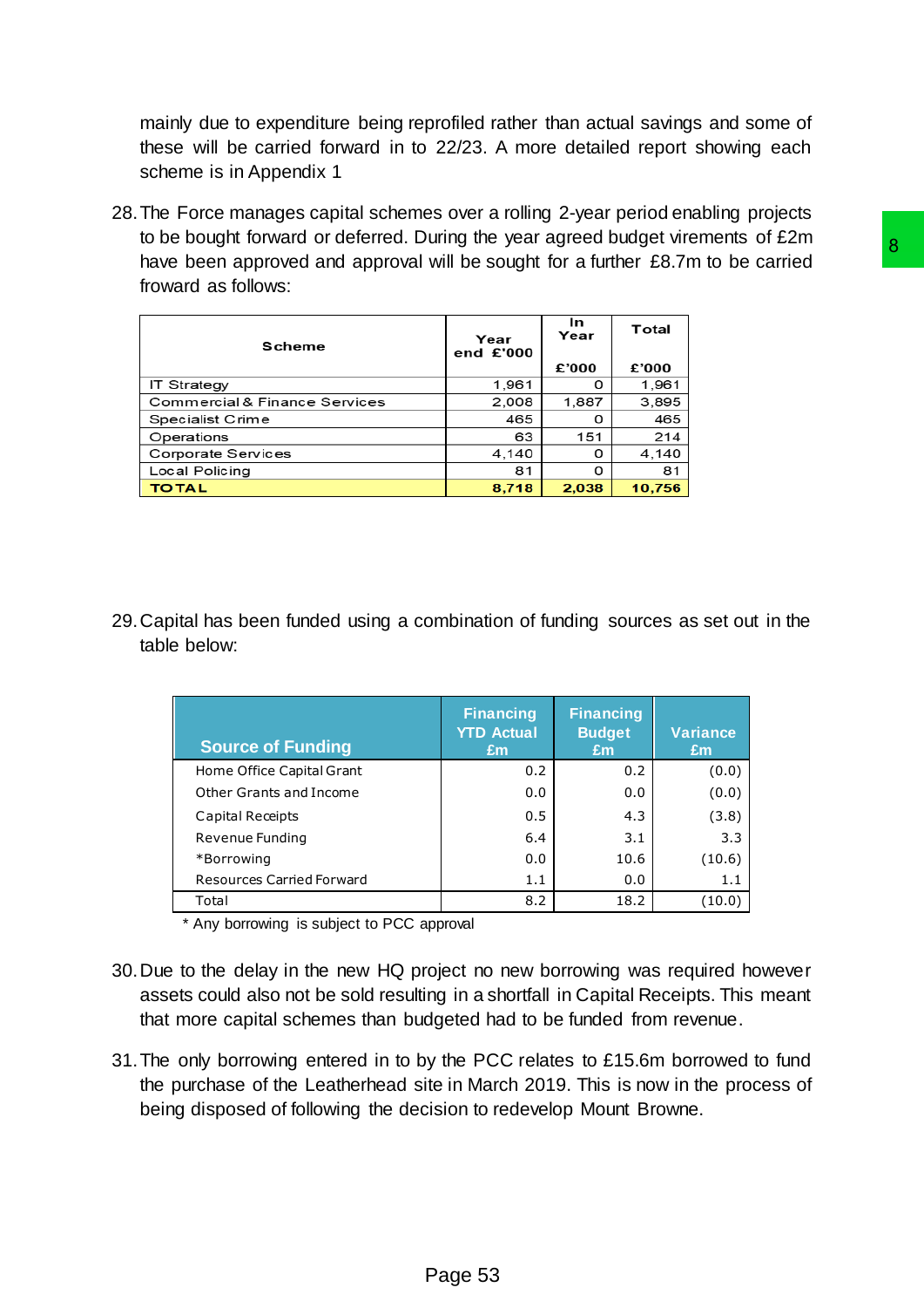mainly due to expenditure being reprofiled rather than actual savings and some of these will be carried forward in to 22/23. A more detailed report showing each scheme is in Appendix 1

28. The Force manages capital schemes over a rolling 2-year period enabling projects to be bought forward or deferred. During the year agreed budget virements of £2m have been approved and approval will be sought for a further £8.7m to be carried froward as follows:

| Scheme | Year end £'000 | In Year £'000 | Total £'000 |
|---|---|---|---|
| IT Strategy | 1,961 | 0 | 1,961 |
| Commercial & Finance Services | 2,008 | 1,887 | 3,895 |
| Specialist Crime | 465 | 0 | 465 |
| Operations | 63 | 151 | 214 |
| Corporate Services | 4,140 | 0 | 4,140 |
| Local Policing | 81 | 0 | 81 |
| **TOTAL** | **8,718** | **2,038** | **10,756** |

29. Capital has been funded using a combination of funding sources as set out in the table below:

| Source of Funding | Financing YTD Actual £m | Financing Budget £m | Variance £m |
|---|---|---|---|
| Home Office Capital Grant | 0.2 | 0.2 | (0.0) |
| Other Grants and Income | 0.0 | 0.0 | (0.0) |
| Capital Receipts | 0.5 | 4.3 | (3.8) |
| Revenue Funding | 6.4 | 3.1 | 3.3 |
| *Borrowing | 0.0 | 10.6 | (10.6) |
| Resources Carried Forward | 1.1 | 0.0 | 1.1 |
| Total | 8.2 | 18.2 | (10.0) |

\* Any borrowing is subject to PCC approval

30. Due to the delay in the new HQ project no new borrowing was required however assets could also not be sold resulting in a shortfall in Capital Receipts. This meant that more capital schemes than budgeted had to be funded from revenue.

31. The only borrowing entered in to by the PCC relates to £15.6m borrowed to fund the purchase of the Leatherhead site in March 2019. This is now in the process of being disposed of following the decision to redevelop Mount Browne.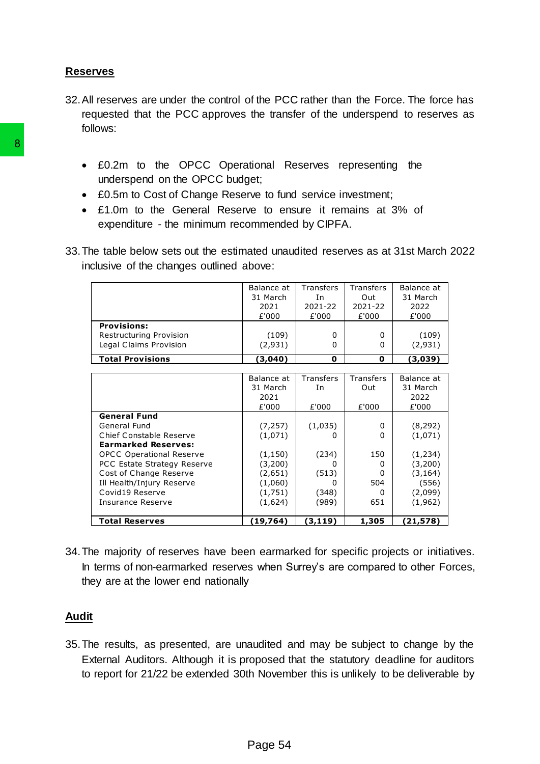## Reserves

32. All reserves are under the control of the PCC rather than the Force. The force has requested that the PCC approves the transfer of the underspend to reserves as follows:

- £0.2m to the OPCC Operational Reserves representing the underspend on the OPCC budget;
- £0.5m to Cost of Change Reserve to fund service investment;
- £1.0m to the General Reserve to ensure it remains at 3% of expenditure - the minimum recommended by CIPFA.

33. The table below sets out the estimated unaudited reserves as at 31st March 2022 inclusive of the changes outlined above:

| | Balance at 31 March 2021 £'000 | Transfers In 2021-22 £'000 | Transfers Out 2021-22 £'000 | Balance at 31 March 2022 £'000 |
|---|---|---|---|---|
| **Provisions:** | | | | |
| Restructuring Provision | (109) | 0 | 0 | (109) |
| Legal Claims Provision | (2,931) | 0 | 0 | (2,931) |
| **Total Provisions** | **(3,040)** | **0** | **0** | **(3,039)** |

| | Balance at 31 March 2021 £'000 | Transfers In £'000 | Transfers Out £'000 | Balance at 31 March 2022 £'000 |
|---|---|---|---|---|
| **General Fund** | | | | |
| General Fund | (7,257) | (1,035) | 0 | (8,292) |
| Chief Constable Reserve | (1,071) | 0 | 0 | (1,071) |
| **Earmarked Reserves:** | | | | |
| OPCC Operational Reserve | (1,150) | (234) | 150 | (1,234) |
| PCC Estate Strategy Reserve | (3,200) | 0 | 0 | (3,200) |
| Cost of Change Reserve | (2,651) | (513) | 0 | (3,164) |
| Ill Health/Injury Reserve | (1,060) | 0 | 504 | (556) |
| Covid19 Reserve | (1,751) | (348) | 0 | (2,099) |
| Insurance Reserve | (1,624) | (989) | 651 | (1,962) |
| **Total Reserves** | **(19,764)** | **(3,119)** | **1,305** | **(21,578)** |

34. The majority of reserves have been earmarked for specific projects or initiatives. In terms of non-earmarked reserves when Surrey's are compared to other Forces, they are at the lower end nationally

## Audit

35. The results, as presented, are unaudited and may be subject to change by the External Auditors. Although it is proposed that the statutory deadline for auditors to report for 21/22 be extended 30th November this is unlikely to be deliverable by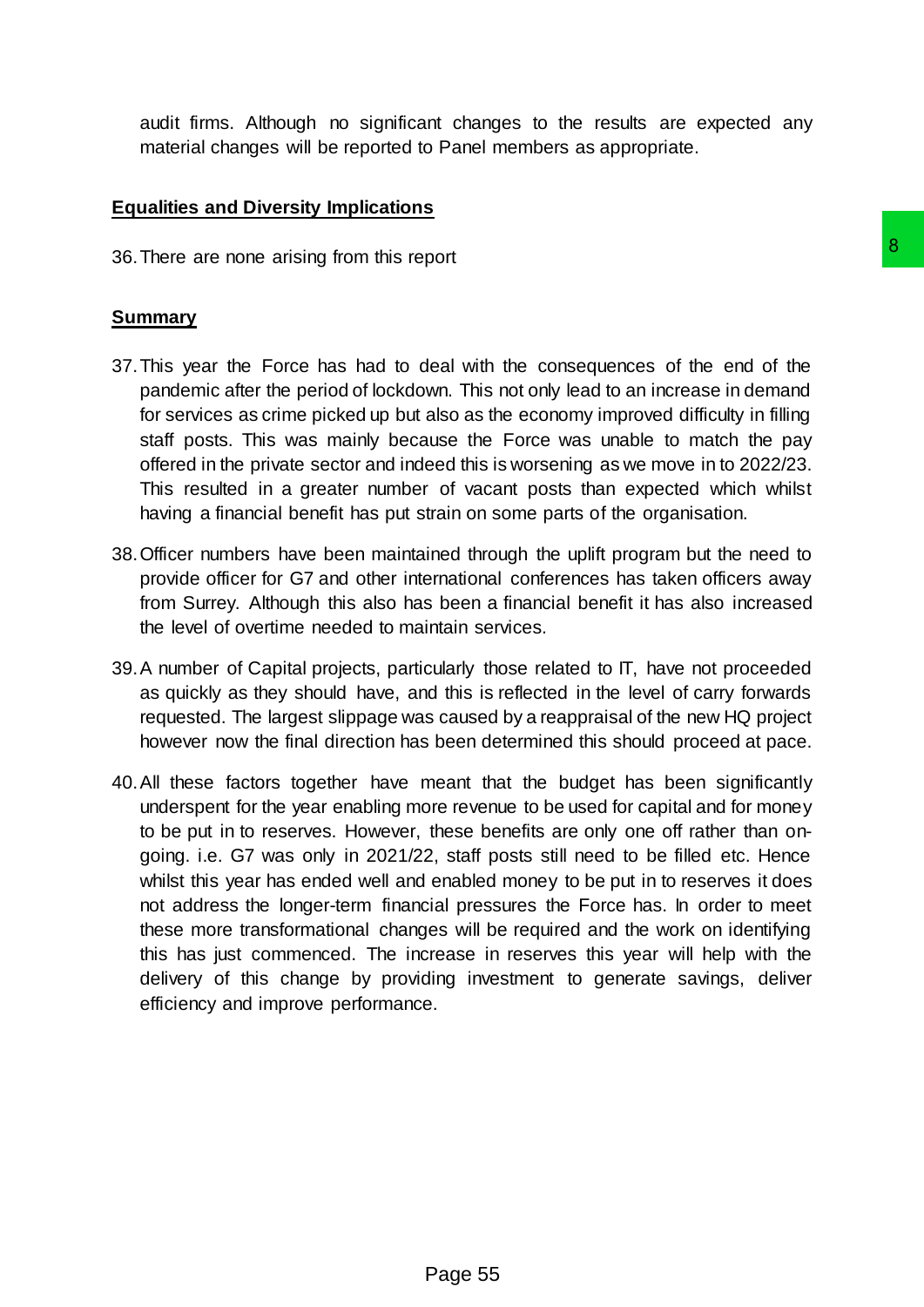audit firms. Although no significant changes to the results are expected any material changes will be reported to Panel members as appropriate.

## Equalities and Diversity Implications

36. There are none arising from this report

## Summary

37. This year the Force has had to deal with the consequences of the end of the pandemic after the period of lockdown. This not only lead to an increase in demand for services as crime picked up but also as the economy improved difficulty in filling staff posts. This was mainly because the Force was unable to match the pay offered in the private sector and indeed this is worsening as we move in to 2022/23. This resulted in a greater number of vacant posts than expected which whilst having a financial benefit has put strain on some parts of the organisation.

38. Officer numbers have been maintained through the uplift program but the need to provide officer for G7 and other international conferences has taken officers away from Surrey. Although this also has been a financial benefit it has also increased the level of overtime needed to maintain services.

39. A number of Capital projects, particularly those related to IT, have not proceeded as quickly as they should have, and this is reflected in the level of carry forwards requested. The largest slippage was caused by a reappraisal of the new HQ project however now the final direction has been determined this should proceed at pace.

40. All these factors together have meant that the budget has been significantly underspent for the year enabling more revenue to be used for capital and for money to be put in to reserves. However, these benefits are only one off rather than on-going. i.e. G7 was only in 2021/22, staff posts still need to be filled etc. Hence whilst this year has ended well and enabled money to be put in to reserves it does not address the longer-term financial pressures the Force has. In order to meet these more transformational changes will be required and the work on identifying this has just commenced. The increase in reserves this year will help with the delivery of this change by providing investment to generate savings, deliver efficiency and improve performance.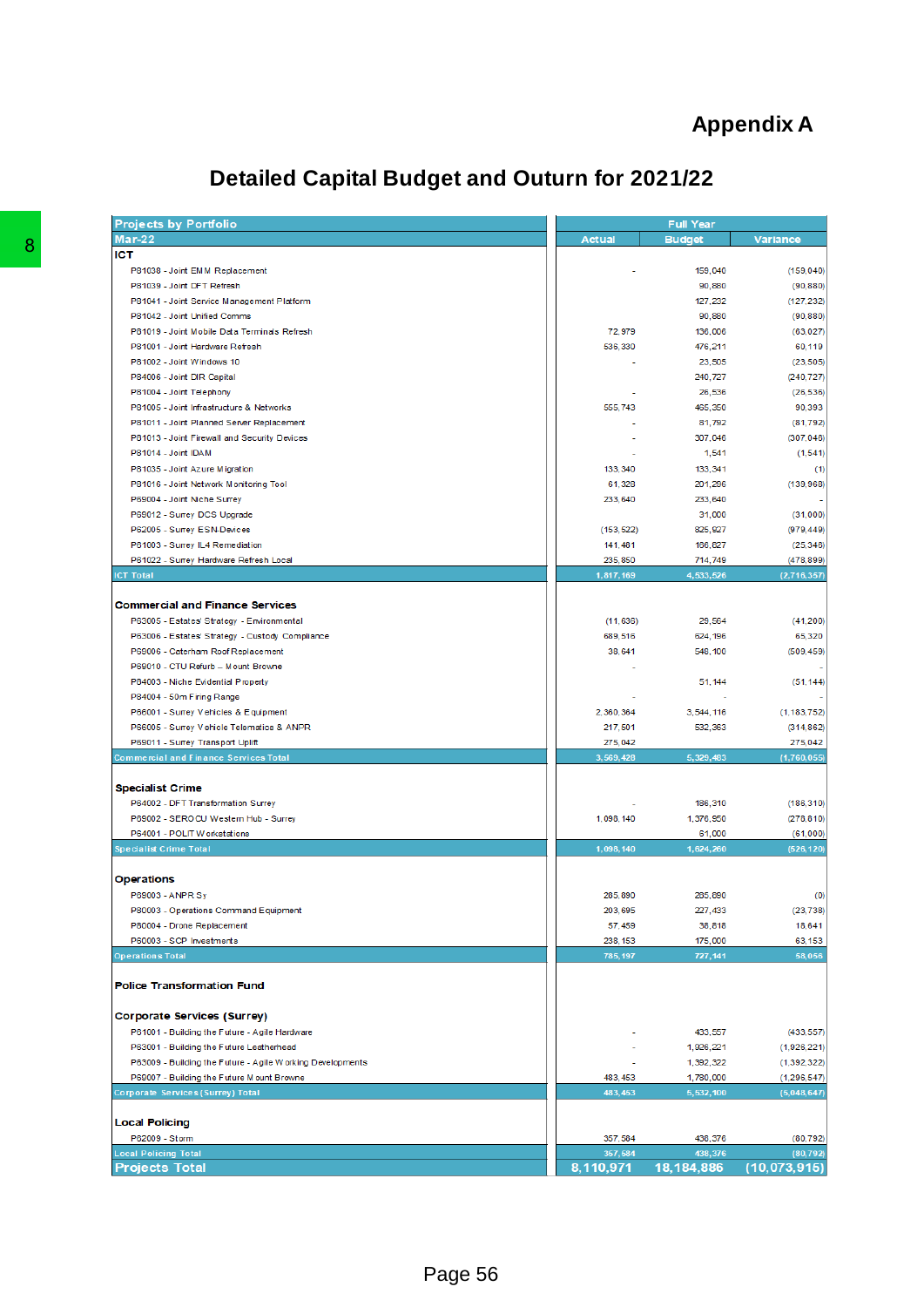# Appendix A

## Detailed Capital Budget and Outurn for 2021/22

| Projects by Portfolio | Full Year | | |
|---|---|---|---|
| Mar-22 | Actual | Budget | Variance |
| **ICT** | | | |
| P81038 - Joint EMM Replacement | - | 159,040 | (159,040) |
| P81039 - Joint DFT Refresh | | 90,880 | (90,880) |
| P81041 - Joint Service Management Platform | | 127,232 | (127,232) |
| P81042 - Joint Unified Comms | | 90,880 | (90,880) |
| P81019 - Joint Mobile Data Terminals Refresh | 72,979 | 136,006 | (63,027) |
| P81001 - Joint Hardware Refresh | 536,330 | 476,211 | 60,119 |
| P81002 - Joint Windows 10 | - | 23,505 | (23,505) |
| P84006 - Joint DIR Capital | | 240,727 | (240,727) |
| P81004 - Joint Telephony | - | 26,536 | (26,536) |
| P81005 - Joint Infrastructure & Networks | 555,743 | 465,350 | 90,393 |
| P81011 - Joint Planned Server Replacement | - | 81,792 | (81,792) |
| P81013 - Joint Firewall and Security Devices | - | 307,046 | (307,046) |
| P81014 - Joint IDAM | - | 1,541 | (1,541) |
| P81035 - Joint Azure Migration | 133,340 | 133,341 | (1) |
| P81016 - Joint Network Monitoring Tool | 61,328 | 201,296 | (139,968) |
| P59004 - Joint Niche Surrey | 233,640 | 233,640 | - |
| P89012 - Surrey DCS Upgrade | | 31,000 | (31,000) |
| P62005 - Surrey ESN Devices | (153,522) | 825,927 | (979,449) |
| P81003 - Surrey IL4 Remediation | 141,481 | 166,827 | (25,346) |
| P81022 - Surrey Hardware Refresh Local | 235,850 | 714,749 | (478,899) |
| ICT Total | 1,817,169 | 4,533,526 | (2,716,357) |
| | | | |
| **Commercial and Finance Services** | | | |
| P63005 - Estates' Strategy - Environmental | (11,636) | 29,564 | (41,200) |
| P63006 - Estates' Strategy - Custody Compliance | 689,516 | 624,196 | 65,320 |
| P89006 - Caterham Roof Replacement | 38,641 | 548,100 | (509,459) |
| P89010 - CTU Refurb – Mount Browne | - | | - |
| P84003 - Niche Evidential Property | | 51,144 | (51,144) |
| P84004 - 50m Firing Range | - | - | - |
| P66001 - Surrey Vehicles & Equipment | 2,360,364 | 3,544,116 | (1,183,752) |
| P66005 - Surrey Vehicle Telematics & ANPR | 217,501 | 532,363 | (314,862) |
| P89011 - Surrey Transport Uplift | 275,042 | | 275,042 |
| Commercial and Finance Services Total | 3,569,428 | 5,329,483 | (1,760,055) |
| | | | |
| **Specialist Crime** | | | |
| P64002 - DFT Transformation Surrey | - | 186,310 | (186,310) |
| P89002 - SEROCU Western Hub - Surrey | 1,098,140 | 1,376,950 | (278,810) |
| P64001 - POLIT Workstations | | 61,000 | (61,000) |
| Specialist Crime Total | 1,098,140 | 1,624,260 | (526,120) |
| | | | |
| **Operations** | | | |
| P89003 - ANPR Sy | 285,890 | 285,890 | (0) |
| P80003 - Operations Command Equipment | 203,695 | 227,433 | (23,738) |
| P80004 - Drone Replacement | 57,459 | 38,818 | 18,641 |
| P60003 - SCP Investments | 238,153 | 175,000 | 63,153 |
| Operations Total | 785,197 | 727,141 | 58,056 |
| | | | |
| **Police Transformation Fund** | | | |
| | | | |
| **Corporate Services (Surrey)** | | | |
| P61001 - Building the Future - Agile Hardware | - | 433,557 | (433,557) |
| P63001 - Building the Future Leatherhead | - | 1,926,221 | (1,926,221) |
| P63009 - Building the Future - Agile Working Developments | - | 1,392,322 | (1,392,322) |
| P89007 - Building the Future Mount Browne | 483,453 | 1,780,000 | (1,296,547) |
| Corporate Services (Surrey) Total | 483,453 | 5,532,100 | (5,048,647) |
| | | | |
| **Local Policing** | | | |
| P62009 - Storm | 357,584 | 438,376 | (80,792) |
| Local Policing Total | 357,584 | 438,376 | (80,792) |
| **Projects Total** | **8,110,971** | **18,184,886** | **(10,073,915)** |